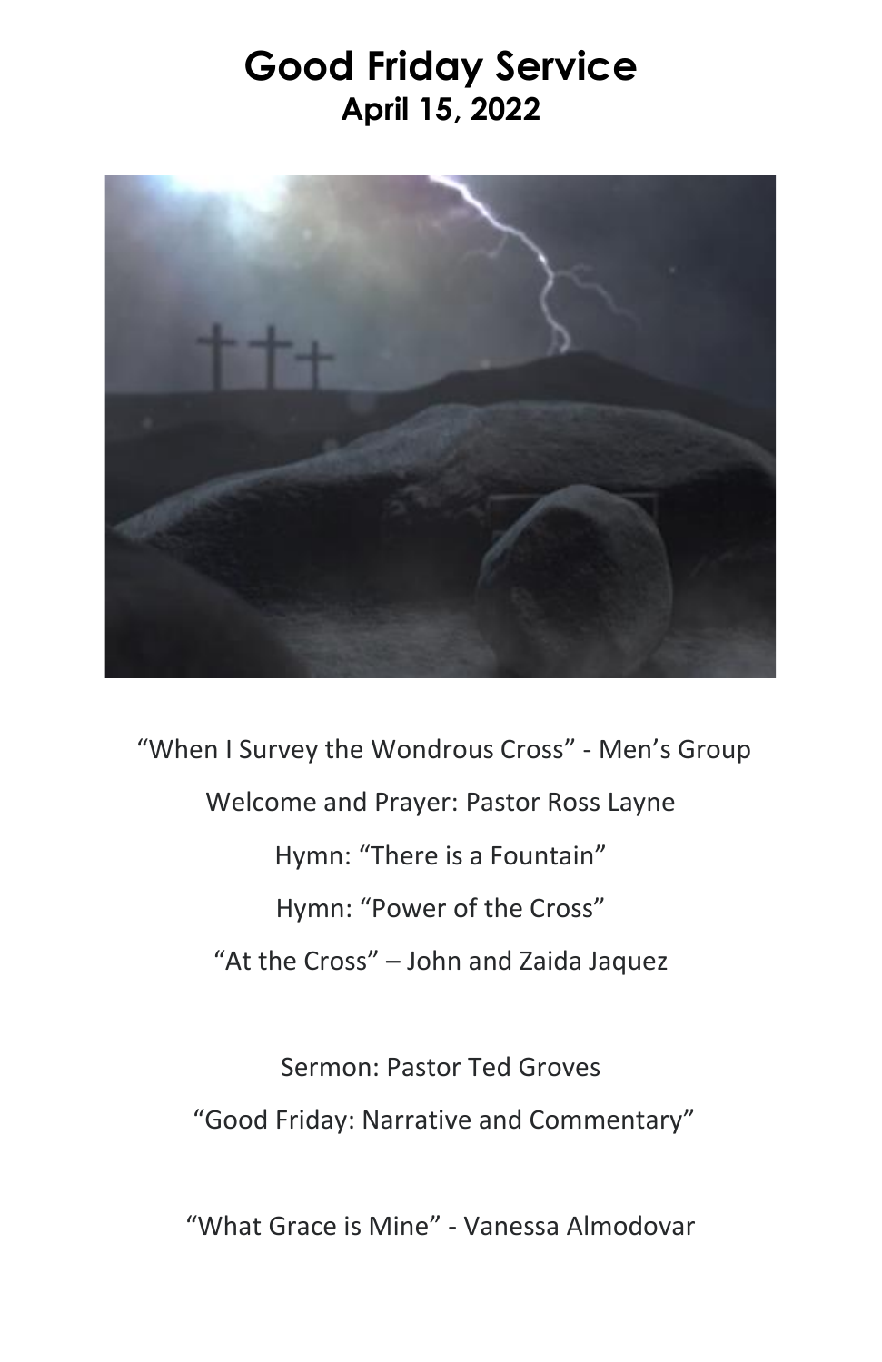# Good Friday Service

## April 15, 2022

"When I Survey the Wondrous Cross" - Men's Group

Welcome and Prayer: Pastor Ross Layne

Hymn: "There is a Fountain"

Hymn: "Power of the Cross"

"At the Cross" – John and Zaida Jaquez

Sermon: Pastor Ted Groves

"Good Friday: Narrative and Commentary"

"What Grace is Mine" - Vanessa Almodovar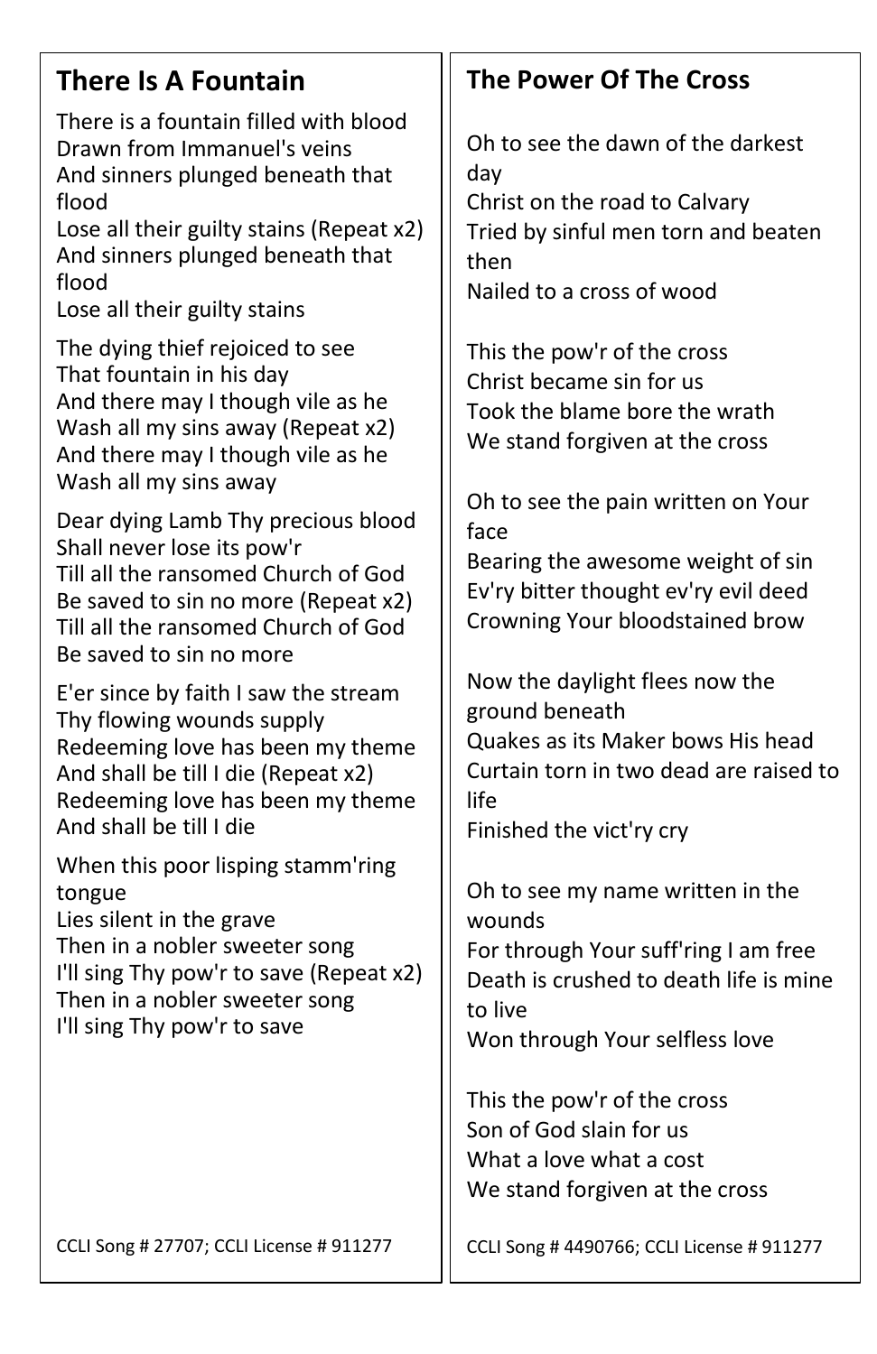## There Is A Fountain

There is a fountain filled with blood
Drawn from Immanuel's veins
And sinners plunged beneath that flood
Lose all their guilty stains (Repeat x2)
And sinners plunged beneath that flood
Lose all their guilty stains

The dying thief rejoiced to see
That fountain in his day
And there may I though vile as he
Wash all my sins away (Repeat x2)
And there may I though vile as he
Wash all my sins away

Dear dying Lamb Thy precious blood
Shall never lose its pow'r
Till all the ransomed Church of God
Be saved to sin no more (Repeat x2)
Till all the ransomed Church of God
Be saved to sin no more

E'er since by faith I saw the stream
Thy flowing wounds supply
Redeeming love has been my theme
And shall be till I die (Repeat x2)
Redeeming love has been my theme
And shall be till I die

When this poor lisping stamm'ring tongue
Lies silent in the grave
Then in a nobler sweeter song
I'll sing Thy pow'r to save (Repeat x2)
Then in a nobler sweeter song
I'll sing Thy pow'r to save

CCLI Song # 27707; CCLI License # 911277

## The Power Of The Cross

Oh to see the dawn of the darkest day
Christ on the road to Calvary
Tried by sinful men torn and beaten then
Nailed to a cross of wood

This the pow'r of the cross
Christ became sin for us
Took the blame bore the wrath
We stand forgiven at the cross

Oh to see the pain written on Your face
Bearing the awesome weight of sin
Ev'ry bitter thought ev'ry evil deed
Crowning Your bloodstained brow

Now the daylight flees now the ground beneath
Quakes as its Maker bows His head
Curtain torn in two dead are raised to life
Finished the vict'ry cry

Oh to see my name written in the wounds
For through Your suff'ring I am free
Death is crushed to death life is mine to live
Won through Your selfless love

This the pow'r of the cross
Son of God slain for us
What a love what a cost
We stand forgiven at the cross

CCLI Song # 4490766; CCLI License # 911277